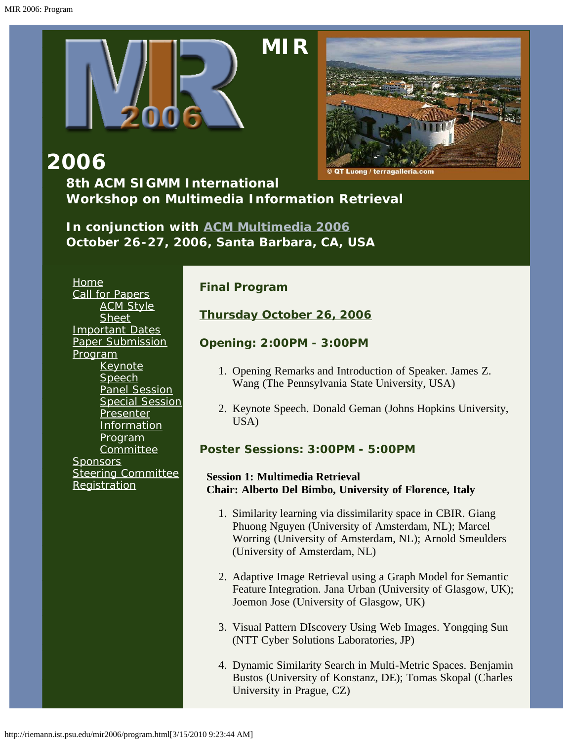# MIR 2006

## 8th ACM SIGMM International Workshop on Multimedia Information Retrieval

**In conjunction with ACM Multimedia 2006**
**October 26-27, 2006, Santa Barbara, CA, USA**

- Home
- Call for Papers
  - ACM Style Sheet
- Important Dates
- Paper Submission
- Program
  - Keynote Speech
  - Panel Session
  - Special Session
  - Presenter Information
  - Program Committee
- Sponsors
- Steering Committee
- Registration

## Final Program

### Thursday October 26, 2006

### Opening: 2:00PM - 3:00PM

1. Opening Remarks and Introduction of Speaker. James Z. Wang (The Pennsylvania State University, USA)
2. Keynote Speech. Donald Geman (Johns Hopkins University, USA)

### Poster Sessions: 3:00PM - 5:00PM

**Session 1: Multimedia Retrieval**
**Chair: Alberto Del Bimbo, University of Florence, Italy**

1. Similarity learning via dissimilarity space in CBIR. Giang Phuong Nguyen (University of Amsterdam, NL); Marcel Worring (University of Amsterdam, NL); Arnold Smeulders (University of Amsterdam, NL)
2. Adaptive Image Retrieval using a Graph Model for Semantic Feature Integration. Jana Urban (University of Glasgow, UK); Joemon Jose (University of Glasgow, UK)
3. Visual Pattern DIscovery Using Web Images. Yongqing Sun (NTT Cyber Solutions Laboratories, JP)
4. Dynamic Similarity Search in Multi-Metric Spaces. Benjamin Bustos (University of Konstanz, DE); Tomas Skopal (Charles University in Prague, CZ)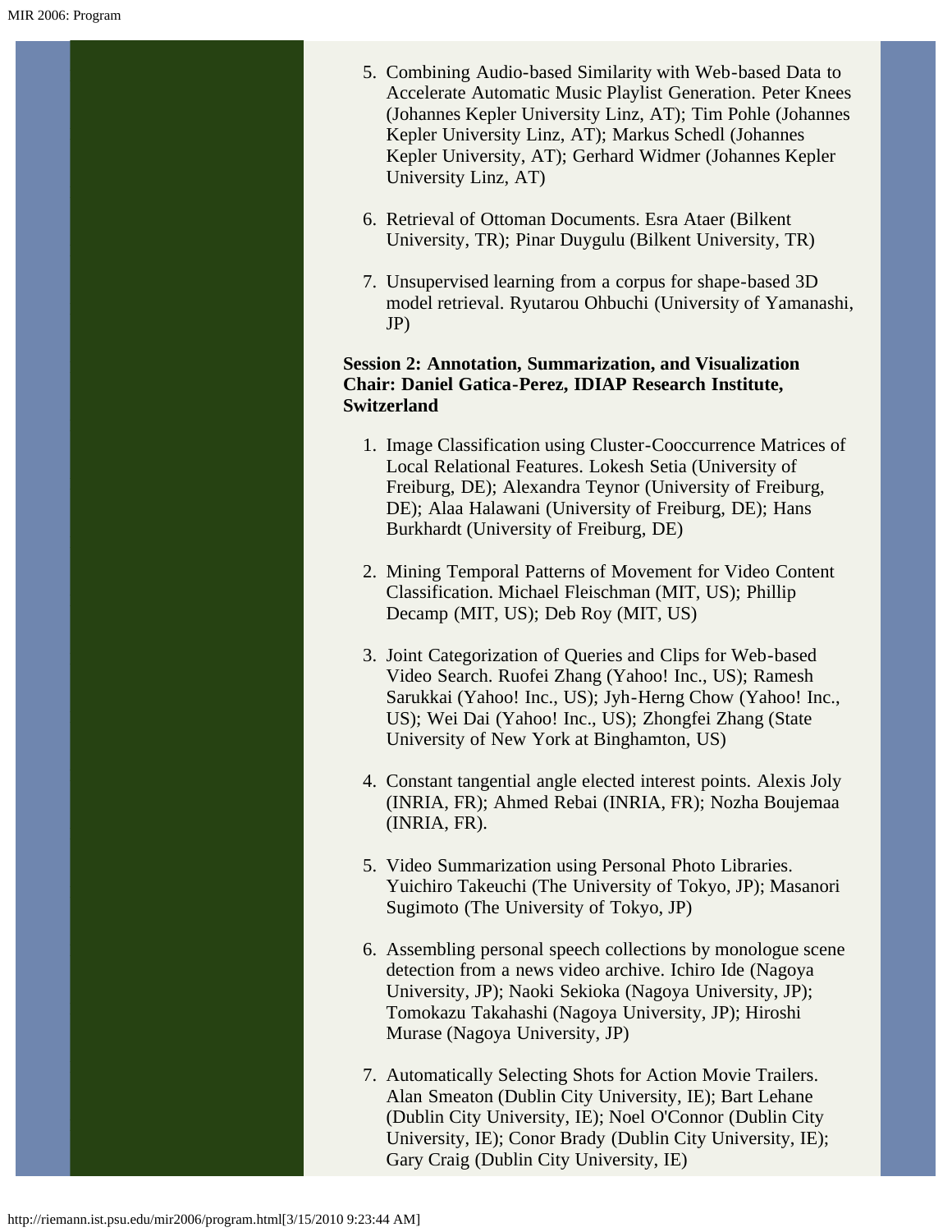5. Combining Audio-based Similarity with Web-based Data to Accelerate Automatic Music Playlist Generation. Peter Knees (Johannes Kepler University Linz, AT); Tim Pohle (Johannes Kepler University Linz, AT); Markus Schedl (Johannes Kepler University, AT); Gerhard Widmer (Johannes Kepler University Linz, AT)

6. Retrieval of Ottoman Documents. Esra Ataer (Bilkent University, TR); Pinar Duygulu (Bilkent University, TR)

7. Unsupervised learning from a corpus for shape-based 3D model retrieval. Ryutarou Ohbuchi (University of Yamanashi, JP)

**Session 2: Annotation, Summarization, and Visualization**
**Chair: Daniel Gatica-Perez, IDIAP Research Institute, Switzerland**

1. Image Classification using Cluster-Cooccurrence Matrices of Local Relational Features. Lokesh Setia (University of Freiburg, DE); Alexandra Teynor (University of Freiburg, DE); Alaa Halawani (University of Freiburg, DE); Hans Burkhardt (University of Freiburg, DE)

2. Mining Temporal Patterns of Movement for Video Content Classification. Michael Fleischman (MIT, US); Phillip Decamp (MIT, US); Deb Roy (MIT, US)

3. Joint Categorization of Queries and Clips for Web-based Video Search. Ruofei Zhang (Yahoo! Inc., US); Ramesh Sarukkai (Yahoo! Inc., US); Jyh-Herng Chow (Yahoo! Inc., US); Wei Dai (Yahoo! Inc., US); Zhongfei Zhang (State University of New York at Binghamton, US)

4. Constant tangential angle elected interest points. Alexis Joly (INRIA, FR); Ahmed Rebai (INRIA, FR); Nozha Boujemaa (INRIA, FR).

5. Video Summarization using Personal Photo Libraries. Yuichiro Takeuchi (The University of Tokyo, JP); Masanori Sugimoto (The University of Tokyo, JP)

6. Assembling personal speech collections by monologue scene detection from a news video archive. Ichiro Ide (Nagoya University, JP); Naoki Sekioka (Nagoya University, JP); Tomokazu Takahashi (Nagoya University, JP); Hiroshi Murase (Nagoya University, JP)

7. Automatically Selecting Shots for Action Movie Trailers. Alan Smeaton (Dublin City University, IE); Bart Lehane (Dublin City University, IE); Noel O'Connor (Dublin City University, IE); Conor Brady (Dublin City University, IE); Gary Craig (Dublin City University, IE)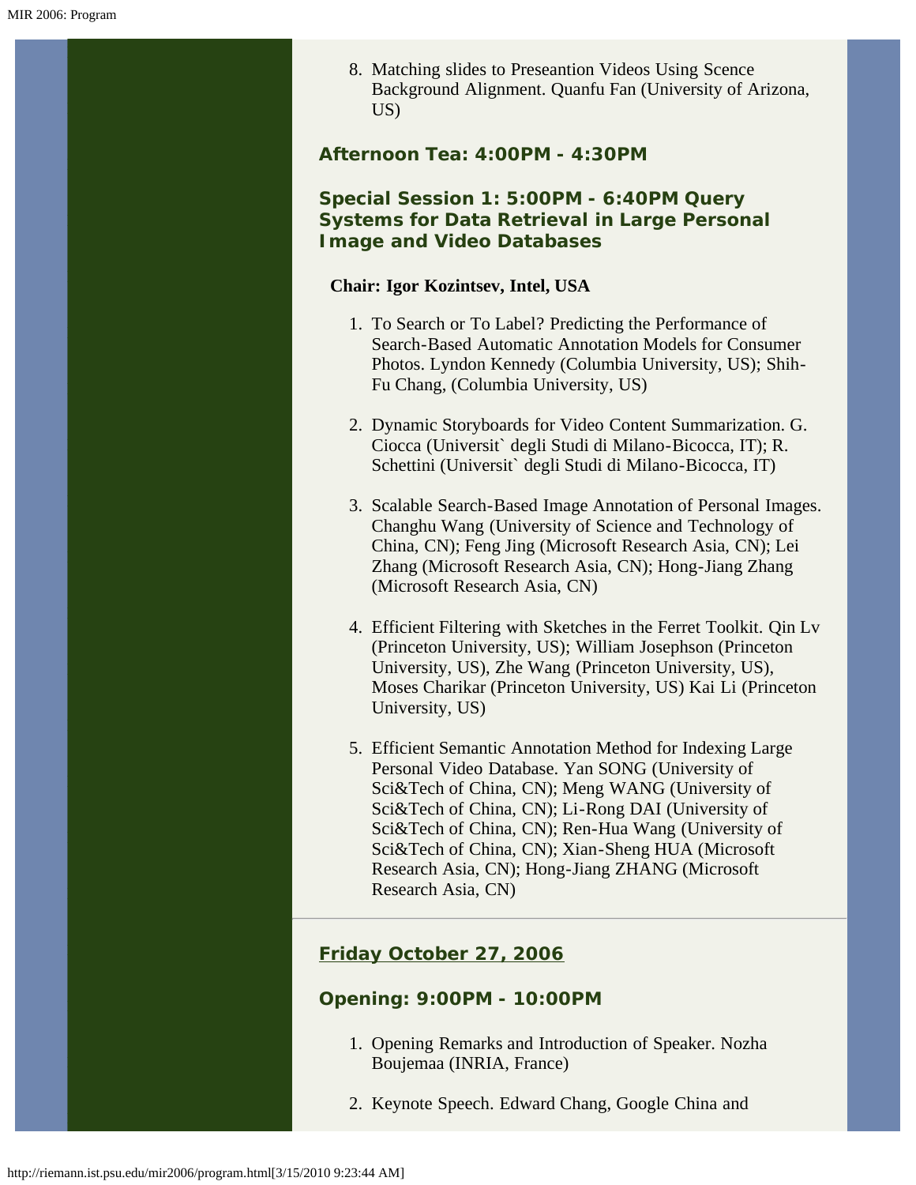8. Matching slides to Preseantion Videos Using Scence Background Alignment. Quanfu Fan (University of Arizona, US)

### Afternoon Tea: 4:00PM - 4:30PM

### Special Session 1: 5:00PM - 6:40PM Query Systems for Data Retrieval in Large Personal Image and Video Databases

**Chair: Igor Kozintsev, Intel, USA**

1. To Search or To Label? Predicting the Performance of Search-Based Automatic Annotation Models for Consumer Photos. Lyndon Kennedy (Columbia University, US); Shih-Fu Chang, (Columbia University, US)

2. Dynamic Storyboards for Video Content Summarization. G. Ciocca (Universit` degli Studi di Milano-Bicocca, IT); R. Schettini (Universit` degli Studi di Milano-Bicocca, IT)

3. Scalable Search-Based Image Annotation of Personal Images. Changhu Wang (University of Science and Technology of China, CN); Feng Jing (Microsoft Research Asia, CN); Lei Zhang (Microsoft Research Asia, CN); Hong-Jiang Zhang (Microsoft Research Asia, CN)

4. Efficient Filtering with Sketches in the Ferret Toolkit. Qin Lv (Princeton University, US); William Josephson (Princeton University, US), Zhe Wang (Princeton University, US), Moses Charikar (Princeton University, US) Kai Li (Princeton University, US)

5. Efficient Semantic Annotation Method for Indexing Large Personal Video Database. Yan SONG (University of Sci&Tech of China, CN); Meng WANG (University of Sci&Tech of China, CN); Li-Rong DAI (University of Sci&Tech of China, CN); Ren-Hua Wang (University of Sci&Tech of China, CN); Xian-Sheng HUA (Microsoft Research Asia, CN); Hong-Jiang ZHANG (Microsoft Research Asia, CN)

---

## Friday October 27, 2006

### Opening: 9:00PM - 10:00PM

1. Opening Remarks and Introduction of Speaker. Nozha Boujemaa (INRIA, France)

2. Keynote Speech. Edward Chang, Google China and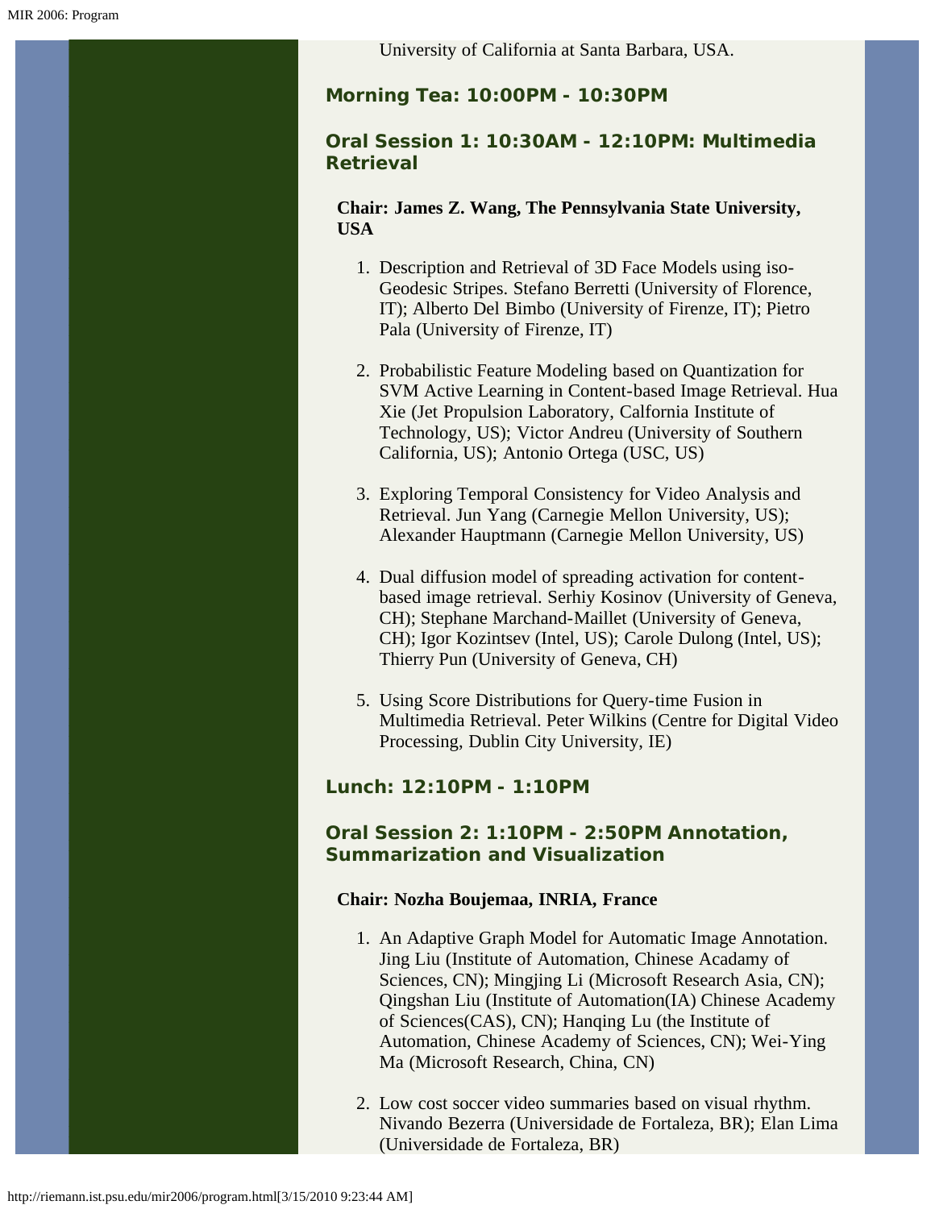University of California at Santa Barbara, USA.

### Morning Tea: 10:00PM - 10:30PM

### Oral Session 1: 10:30AM - 12:10PM: Multimedia Retrieval

**Chair: James Z. Wang, The Pennsylvania State University, USA**

1. Description and Retrieval of 3D Face Models using iso-Geodesic Stripes. Stefano Berretti (University of Florence, IT); Alberto Del Bimbo (University of Firenze, IT); Pietro Pala (University of Firenze, IT)

2. Probabilistic Feature Modeling based on Quantization for SVM Active Learning in Content-based Image Retrieval. Hua Xie (Jet Propulsion Laboratory, Calfornia Institute of Technology, US); Victor Andreu (University of Southern California, US); Antonio Ortega (USC, US)

3. Exploring Temporal Consistency for Video Analysis and Retrieval. Jun Yang (Carnegie Mellon University, US); Alexander Hauptmann (Carnegie Mellon University, US)

4. Dual diffusion model of spreading activation for content-based image retrieval. Serhiy Kosinov (University of Geneva, CH); Stephane Marchand-Maillet (University of Geneva, CH); Igor Kozintsev (Intel, US); Carole Dulong (Intel, US); Thierry Pun (University of Geneva, CH)

5. Using Score Distributions for Query-time Fusion in Multimedia Retrieval. Peter Wilkins (Centre for Digital Video Processing, Dublin City University, IE)

### Lunch: 12:10PM - 1:10PM

### Oral Session 2: 1:10PM - 2:50PM Annotation, Summarization and Visualization

**Chair: Nozha Boujemaa, INRIA, France**

1. An Adaptive Graph Model for Automatic Image Annotation. Jing Liu (Institute of Automation, Chinese Acadamy of Sciences, CN); Mingjing Li (Microsoft Research Asia, CN); Qingshan Liu (Institute of Automation(IA) Chinese Academy of Sciences(CAS), CN); Hanqing Lu (the Institute of Automation, Chinese Academy of Sciences, CN); Wei-Ying Ma (Microsoft Research, China, CN)

2. Low cost soccer video summaries based on visual rhythm. Nivando Bezerra (Universidade de Fortaleza, BR); Elan Lima (Universidade de Fortaleza, BR)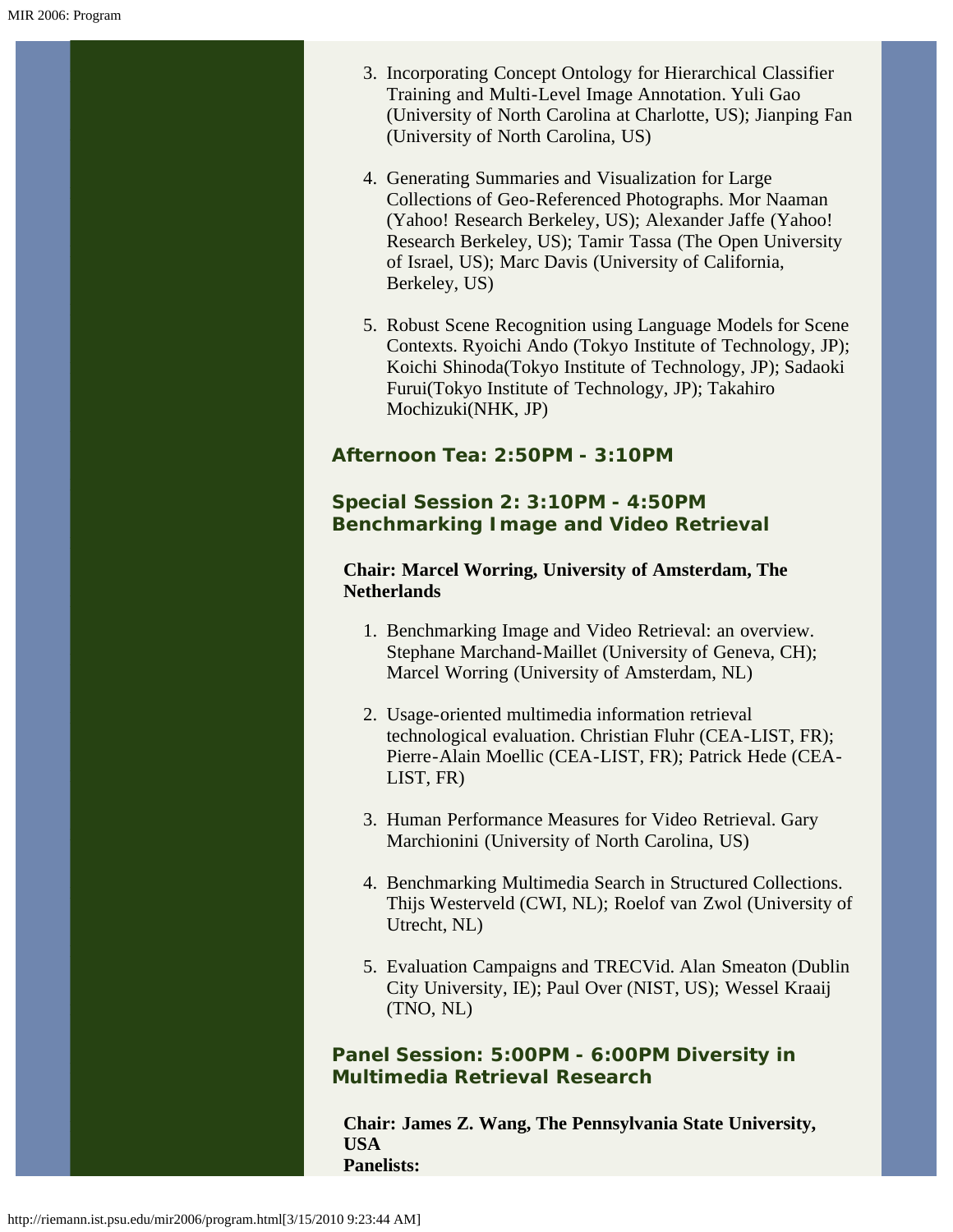3. Incorporating Concept Ontology for Hierarchical Classifier Training and Multi-Level Image Annotation. Yuli Gao (University of North Carolina at Charlotte, US); Jianping Fan (University of North Carolina, US)

4. Generating Summaries and Visualization for Large Collections of Geo-Referenced Photographs. Mor Naaman (Yahoo! Research Berkeley, US); Alexander Jaffe (Yahoo! Research Berkeley, US); Tamir Tassa (The Open University of Israel, US); Marc Davis (University of California, Berkeley, US)

5. Robust Scene Recognition using Language Models for Scene Contexts. Ryoichi Ando (Tokyo Institute of Technology, JP); Koichi Shinoda(Tokyo Institute of Technology, JP); Sadaoki Furui(Tokyo Institute of Technology, JP); Takahiro Mochizuki(NHK, JP)

### Afternoon Tea: 2:50PM - 3:10PM

### Special Session 2: 3:10PM - 4:50PM Benchmarking Image and Video Retrieval

**Chair: Marcel Worring, University of Amsterdam, The Netherlands**

1. Benchmarking Image and Video Retrieval: an overview. Stephane Marchand-Maillet (University of Geneva, CH); Marcel Worring (University of Amsterdam, NL)

2. Usage-oriented multimedia information retrieval technological evaluation. Christian Fluhr (CEA-LIST, FR); Pierre-Alain Moellic (CEA-LIST, FR); Patrick Hede (CEA-LIST, FR)

3. Human Performance Measures for Video Retrieval. Gary Marchionini (University of North Carolina, US)

4. Benchmarking Multimedia Search in Structured Collections. Thijs Westerveld (CWI, NL); Roelof van Zwol (University of Utrecht, NL)

5. Evaluation Campaigns and TRECVid. Alan Smeaton (Dublin City University, IE); Paul Over (NIST, US); Wessel Kraaij (TNO, NL)

### Panel Session: 5:00PM - 6:00PM Diversity in Multimedia Retrieval Research

**Chair: James Z. Wang, The Pennsylvania State University, USA**
**Panelists:**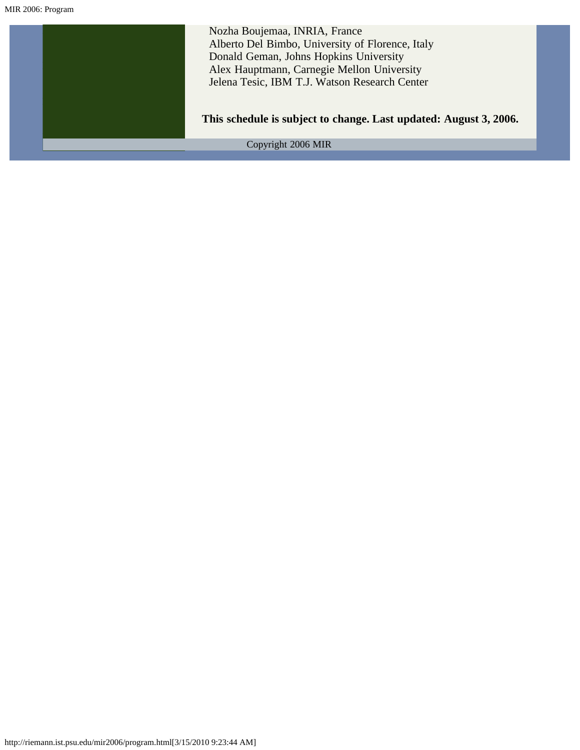Nozha Boujemaa, INRIA, France
Alberto Del Bimbo, University of Florence, Italy
Donald Geman, Johns Hopkins University
Alex Hauptmann, Carnegie Mellon University
Jelena Tesic, IBM T.J. Watson Research Center

**This schedule is subject to change. Last updated: August 3, 2006.**

Copyright 2006 MIR